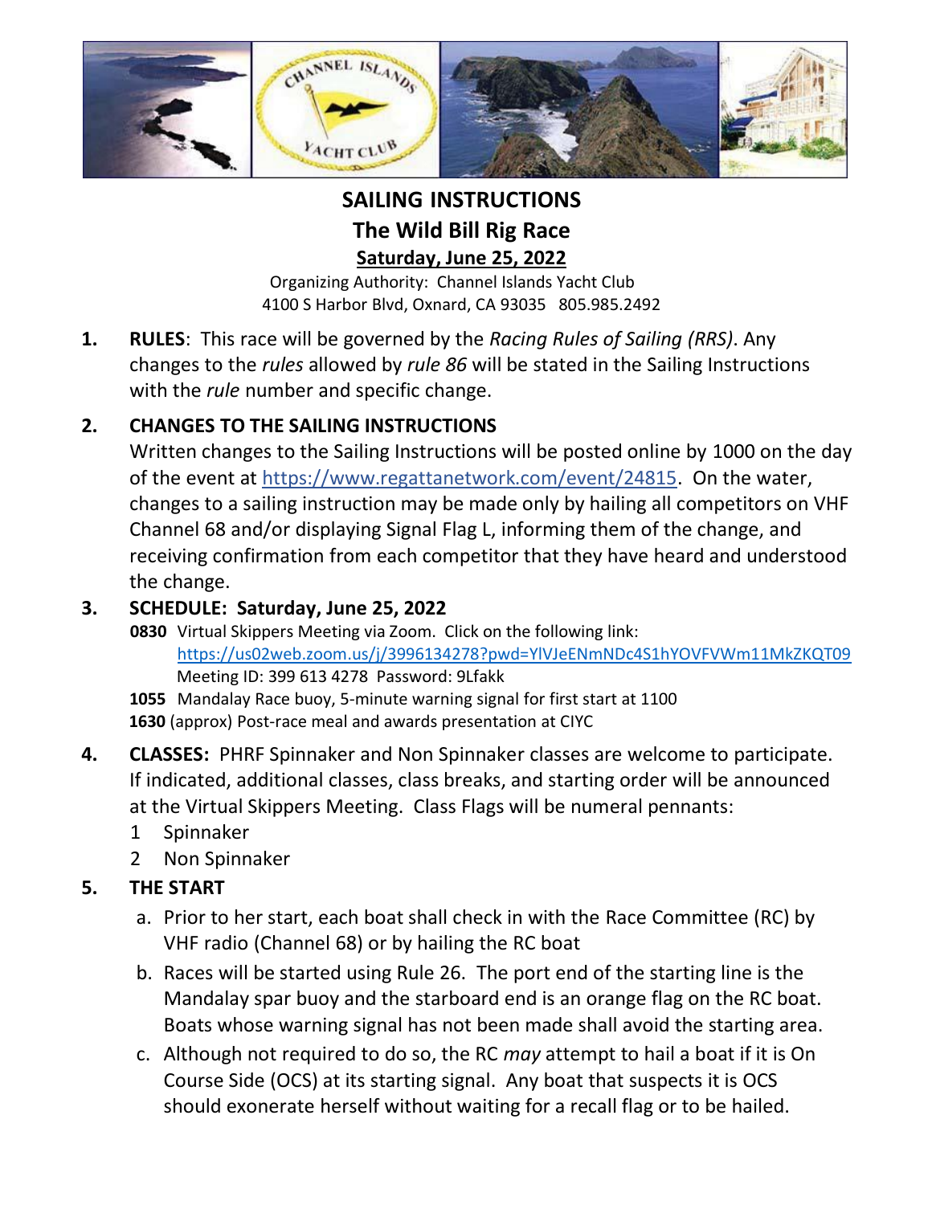# SAILING INSTRUCTIONS
# The Wild Bill Rig Race
## Saturday, June 25, 2022

Organizing Authority: Channel Islands Yacht Club
4100 S Harbor Blvd, Oxnard, CA 93035 805.985.2492

**1. RULES**: This race will be governed by the *Racing Rules of Sailing (RRS)*. Any changes to the *rules* allowed by *rule 86* will be stated in the Sailing Instructions with the *rule* number and specific change.

**2. CHANGES TO THE SAILING INSTRUCTIONS**
Written changes to the Sailing Instructions will be posted online by 1000 on the day of the event at https://www.regattanetwork.com/event/24815. On the water, changes to a sailing instruction may be made only by hailing all competitors on VHF Channel 68 and/or displaying Signal Flag L, informing them of the change, and receiving confirmation from each competitor that they have heard and understood the change.

**3. SCHEDULE: Saturday, June 25, 2022**

**0830** Virtual Skippers Meeting via Zoom. Click on the following link:
https://us02web.zoom.us/j/3996134278?pwd=YlVJeENmNDc4S1hYOVFVWm11MkZKQT09
Meeting ID: 399 613 4278 Password: 9Lfakk

**1055** Mandalay Race buoy, 5-minute warning signal for first start at 1100

**1630** (approx) Post-race meal and awards presentation at CIYC

**4. CLASSES:** PHRF Spinnaker and Non Spinnaker classes are welcome to participate. If indicated, additional classes, class breaks, and starting order will be announced at the Virtual Skippers Meeting. Class Flags will be numeral pennants:

1 Spinnaker
2 Non Spinnaker

**5. THE START**

a. Prior to her start, each boat shall check in with the Race Committee (RC) by VHF radio (Channel 68) or by hailing the RC boat

b. Races will be started using Rule 26. The port end of the starting line is the Mandalay spar buoy and the starboard end is an orange flag on the RC boat. Boats whose warning signal has not been made shall avoid the starting area.

c. Although not required to do so, the RC *may* attempt to hail a boat if it is On Course Side (OCS) at its starting signal. Any boat that suspects it is OCS should exonerate herself without waiting for a recall flag or to be hailed.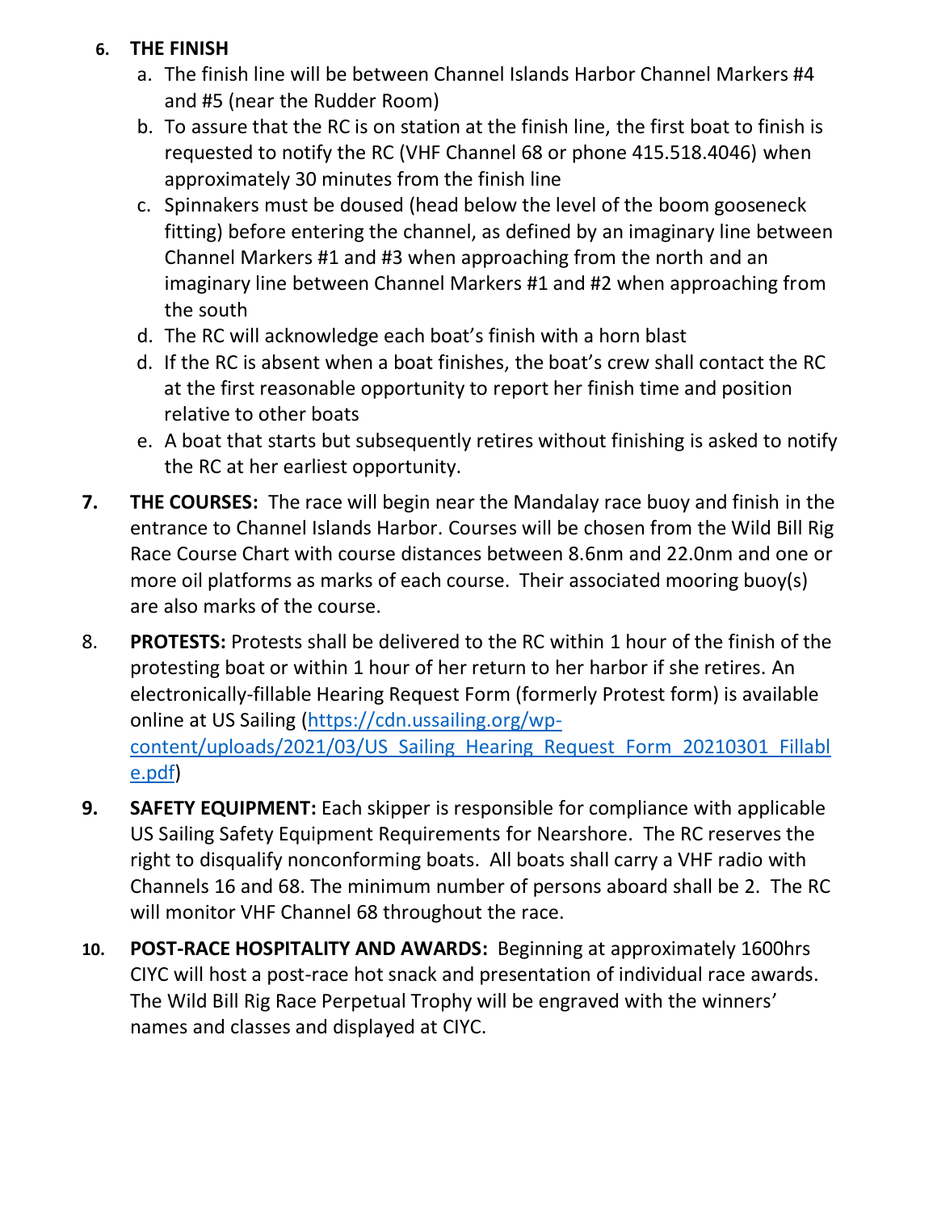6. **THE FINISH**
   a. The finish line will be between Channel Islands Harbor Channel Markers #4 and #5 (near the Rudder Room)
   b. To assure that the RC is on station at the finish line, the first boat to finish is requested to notify the RC (VHF Channel 68 or phone 415.518.4046) when approximately 30 minutes from the finish line
   c. Spinnakers must be doused (head below the level of the boom gooseneck fitting) before entering the channel, as defined by an imaginary line between Channel Markers #1 and #3 when approaching from the north and an imaginary line between Channel Markers #1 and #2 when approaching from the south
   d. The RC will acknowledge each boat's finish with a horn blast
   d. If the RC is absent when a boat finishes, the boat's crew shall contact the RC at the first reasonable opportunity to report her finish time and position relative to other boats
   e. A boat that starts but subsequently retires without finishing is asked to notify the RC at her earliest opportunity.

7. **THE COURSES:** The race will begin near the Mandalay race buoy and finish in the entrance to Channel Islands Harbor. Courses will be chosen from the Wild Bill Rig Race Course Chart with course distances between 8.6nm and 22.0nm and one or more oil platforms as marks of each course. Their associated mooring buoy(s) are also marks of the course.

8. **PROTESTS:** Protests shall be delivered to the RC within 1 hour of the finish of the protesting boat or within 1 hour of her return to her harbor if she retires. An electronically-fillable Hearing Request Form (formerly Protest form) is available online at US Sailing (https://cdn.ussailing.org/wp-content/uploads/2021/03/US_Sailing_Hearing_Request_Form_20210301_Fillable.pdf)

9. **SAFETY EQUIPMENT:** Each skipper is responsible for compliance with applicable US Sailing Safety Equipment Requirements for Nearshore. The RC reserves the right to disqualify nonconforming boats. All boats shall carry a VHF radio with Channels 16 and 68. The minimum number of persons aboard shall be 2. The RC will monitor VHF Channel 68 throughout the race.

10. **POST-RACE HOSPITALITY AND AWARDS:** Beginning at approximately 1600hrs CIYC will host a post-race hot snack and presentation of individual race awards. The Wild Bill Rig Race Perpetual Trophy will be engraved with the winners' names and classes and displayed at CIYC.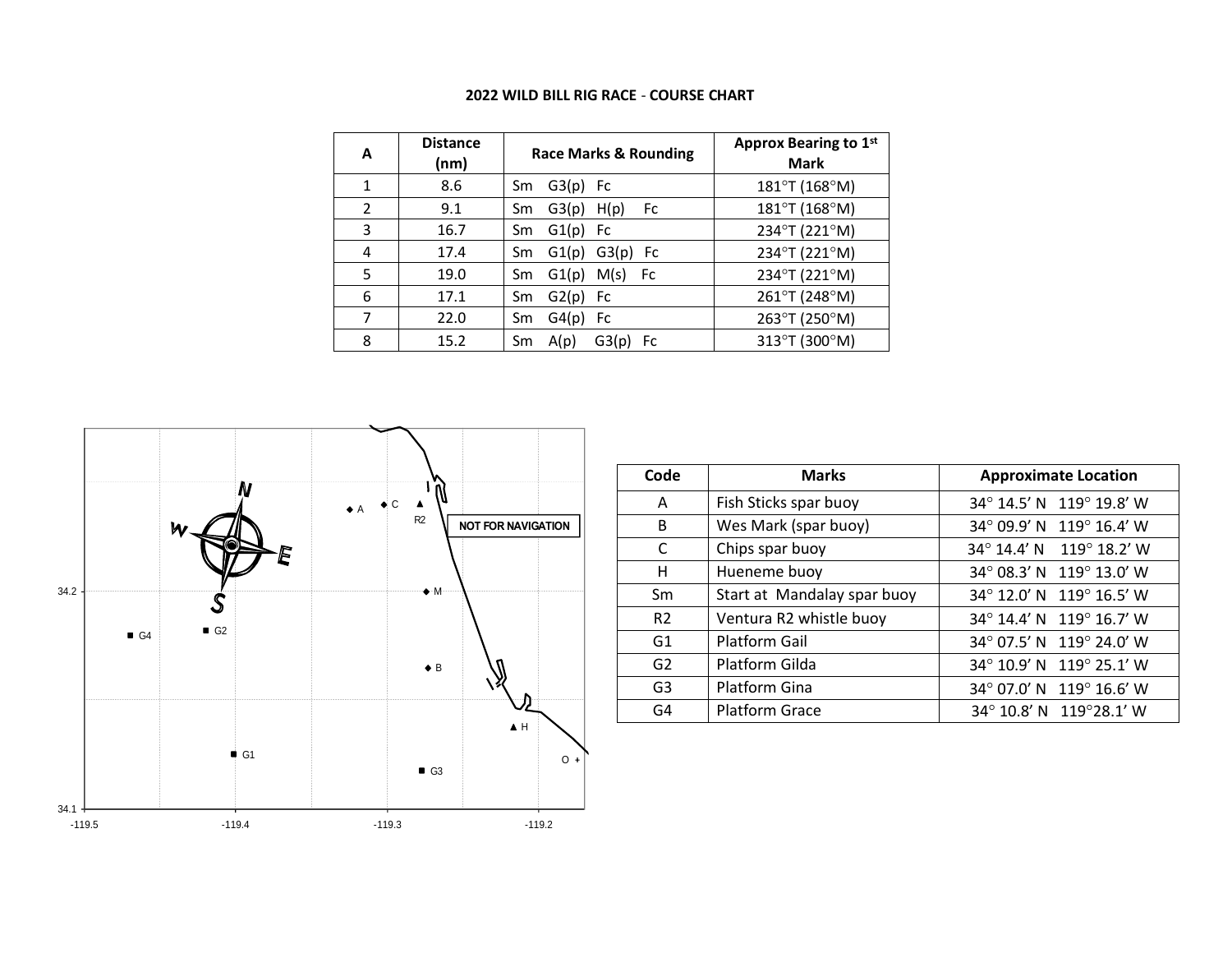**2022 WILD BILL RIG RACE - COURSE CHART**

| A | Distance (nm) | Race Marks & Rounding | Approx Bearing to 1st Mark |
|---|---|---|---|
| 1 | 8.6 | Sm G3(p) Fc | 181°T (168°M) |
| 2 | 9.1 | Sm G3(p) H(p) Fc | 181°T (168°M) |
| 3 | 16.7 | Sm G1(p) Fc | 234°T (221°M) |
| 4 | 17.4 | Sm G1(p) G3(p) Fc | 234°T (221°M) |
| 5 | 19.0 | Sm G1(p) M(s) Fc | 234°T (221°M) |
| 6 | 17.1 | Sm G2(p) Fc | 261°T (248°M) |
| 7 | 22.0 | Sm G4(p) Fc | 263°T (250°M) |
| 8 | 15.2 | Sm A(p) G3(p) Fc | 313°T (300°M) |

A
C
R2
NOT FOR NAVIGATION
N
W
E
S
34.2
M
G4
G2
B
H
G1
O
G3
34.1
-119.5
-119.4
-119.3
-119.2

| Code | Marks | Approximate Location |
|---|---|---|
| A | Fish Sticks spar buoy | 34° 14.5' N 119° 19.8' W |
| B | Wes Mark (spar buoy) | 34° 09.9' N 119° 16.4' W |
| C | Chips spar buoy | 34° 14.4' N 119° 18.2' W |
| H | Hueneme buoy | 34° 08.3' N 119° 13.0' W |
| Sm | Start at Mandalay spar buoy | 34° 12.0' N 119° 16.5' W |
| R2 | Ventura R2 whistle buoy | 34° 14.4' N 119° 16.7' W |
| G1 | Platform Gail | 34° 07.5' N 119° 24.0' W |
| G2 | Platform Gilda | 34° 10.9' N 119° 25.1' W |
| G3 | Platform Gina | 34° 07.0' N 119° 16.6' W |
| G4 | Platform Grace | 34° 10.8' N 119°28.1' W |